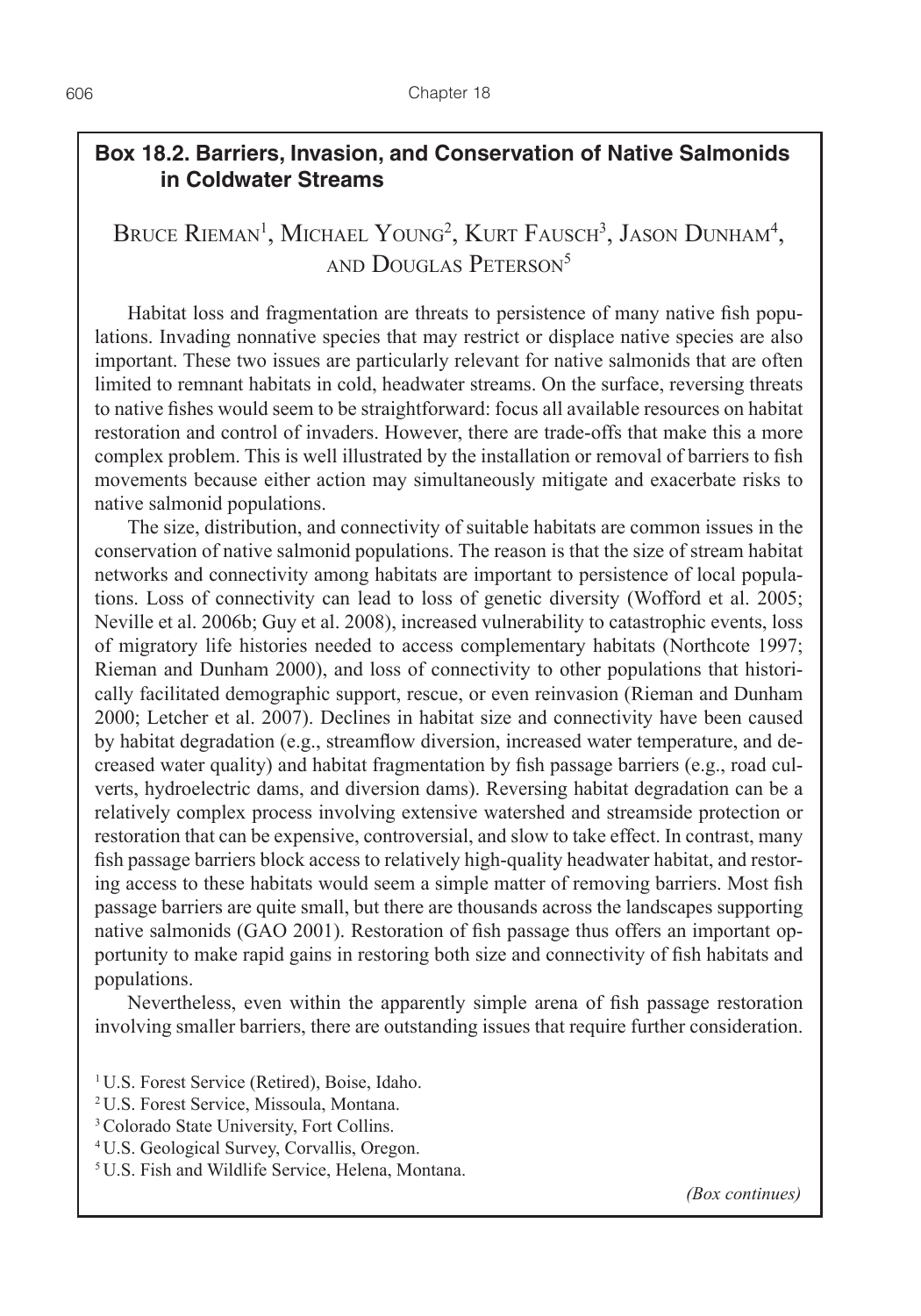## Box 18.2. Barriers, Invasion, and Conservation of Native Salmonids in Coldwater Streams

Bruce Rieman[1], Michael Young[2], Kurt Fausch[3], Jason Dunham[4], and Douglas Peterson[5]

Habitat loss and fragmentation are threats to persistence of many native fish populations. Invading nonnative species that may restrict or displace native species are also important. These two issues are particularly relevant for native salmonids that are often limited to remnant habitats in cold, headwater streams. On the surface, reversing threats to native fishes would seem to be straightforward: focus all available resources on habitat restoration and control of invaders. However, there are trade-offs that make this a more complex problem. This is well illustrated by the installation or removal of barriers to fish movements because either action may simultaneously mitigate and exacerbate risks to native salmonid populations.

The size, distribution, and connectivity of suitable habitats are common issues in the conservation of native salmonid populations. The reason is that the size of stream habitat networks and connectivity among habitats are important to persistence of local populations. Loss of connectivity can lead to loss of genetic diversity (Wofford et al. 2005; Neville et al. 2006b; Guy et al. 2008), increased vulnerability to catastrophic events, loss of migratory life histories needed to access complementary habitats (Northcote 1997; Rieman and Dunham 2000), and loss of connectivity to other populations that historically facilitated demographic support, rescue, or even reinvasion (Rieman and Dunham 2000; Letcher et al. 2007). Declines in habitat size and connectivity have been caused by habitat degradation (e.g., streamflow diversion, increased water temperature, and decreased water quality) and habitat fragmentation by fish passage barriers (e.g., road culverts, hydroelectric dams, and diversion dams). Reversing habitat degradation can be a relatively complex process involving extensive watershed and streamside protection or restoration that can be expensive, controversial, and slow to take effect. In contrast, many fish passage barriers block access to relatively high-quality headwater habitat, and restoring access to these habitats would seem a simple matter of removing barriers. Most fish passage barriers are quite small, but there are thousands across the landscapes supporting native salmonids (GAO 2001). Restoration of fish passage thus offers an important opportunity to make rapid gains in restoring both size and connectivity of fish habitats and populations.

Nevertheless, even within the apparently simple arena of fish passage restoration involving smaller barriers, there are outstanding issues that require further consideration.

[1] U.S. Forest Service (Retired), Boise, Idaho.
[2] U.S. Forest Service, Missoula, Montana.
[3] Colorado State University, Fort Collins.
[4] U.S. Geological Survey, Corvallis, Oregon.
[5] U.S. Fish and Wildlife Service, Helena, Montana.

*(Box continues)*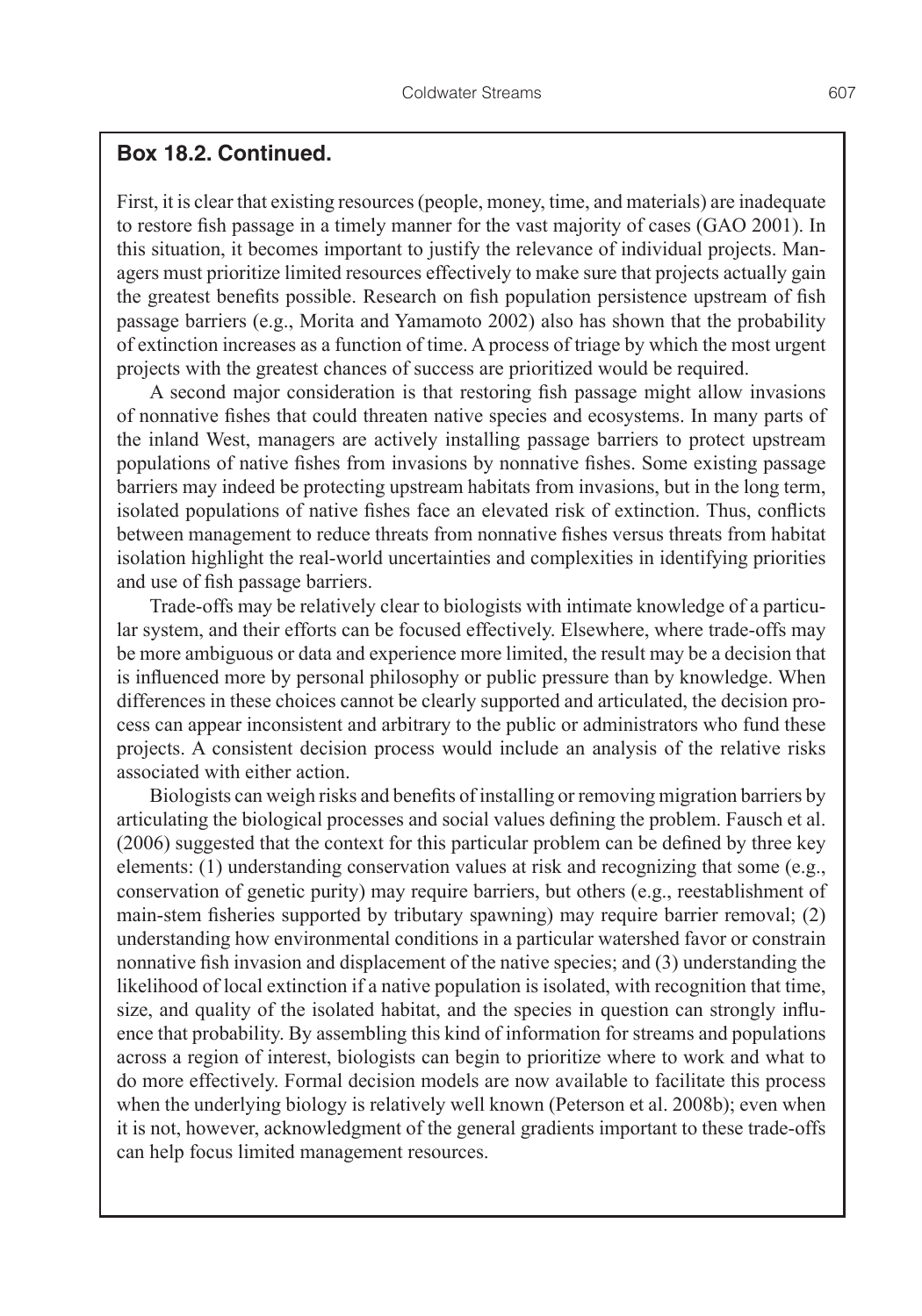## Box 18.2. Continued.

First, it is clear that existing resources (people, money, time, and materials) are inadequate to restore fish passage in a timely manner for the vast majority of cases (GAO 2001). In this situation, it becomes important to justify the relevance of individual projects. Managers must prioritize limited resources effectively to make sure that projects actually gain the greatest benefits possible. Research on fish population persistence upstream of fish passage barriers (e.g., Morita and Yamamoto 2002) also has shown that the probability of extinction increases as a function of time. A process of triage by which the most urgent projects with the greatest chances of success are prioritized would be required.

A second major consideration is that restoring fish passage might allow invasions of nonnative fishes that could threaten native species and ecosystems. In many parts of the inland West, managers are actively installing passage barriers to protect upstream populations of native fishes from invasions by nonnative fishes. Some existing passage barriers may indeed be protecting upstream habitats from invasions, but in the long term, isolated populations of native fishes face an elevated risk of extinction. Thus, conflicts between management to reduce threats from nonnative fishes versus threats from habitat isolation highlight the real-world uncertainties and complexities in identifying priorities and use of fish passage barriers.

Trade-offs may be relatively clear to biologists with intimate knowledge of a particular system, and their efforts can be focused effectively. Elsewhere, where trade-offs may be more ambiguous or data and experience more limited, the result may be a decision that is influenced more by personal philosophy or public pressure than by knowledge. When differences in these choices cannot be clearly supported and articulated, the decision process can appear inconsistent and arbitrary to the public or administrators who fund these projects. A consistent decision process would include an analysis of the relative risks associated with either action.

Biologists can weigh risks and benefits of installing or removing migration barriers by articulating the biological processes and social values defining the problem. Fausch et al. (2006) suggested that the context for this particular problem can be defined by three key elements: (1) understanding conservation values at risk and recognizing that some (e.g., conservation of genetic purity) may require barriers, but others (e.g., reestablishment of main-stem fisheries supported by tributary spawning) may require barrier removal; (2) understanding how environmental conditions in a particular watershed favor or constrain nonnative fish invasion and displacement of the native species; and (3) understanding the likelihood of local extinction if a native population is isolated, with recognition that time, size, and quality of the isolated habitat, and the species in question can strongly influence that probability. By assembling this kind of information for streams and populations across a region of interest, biologists can begin to prioritize where to work and what to do more effectively. Formal decision models are now available to facilitate this process when the underlying biology is relatively well known (Peterson et al. 2008b); even when it is not, however, acknowledgment of the general gradients important to these trade-offs can help focus limited management resources.